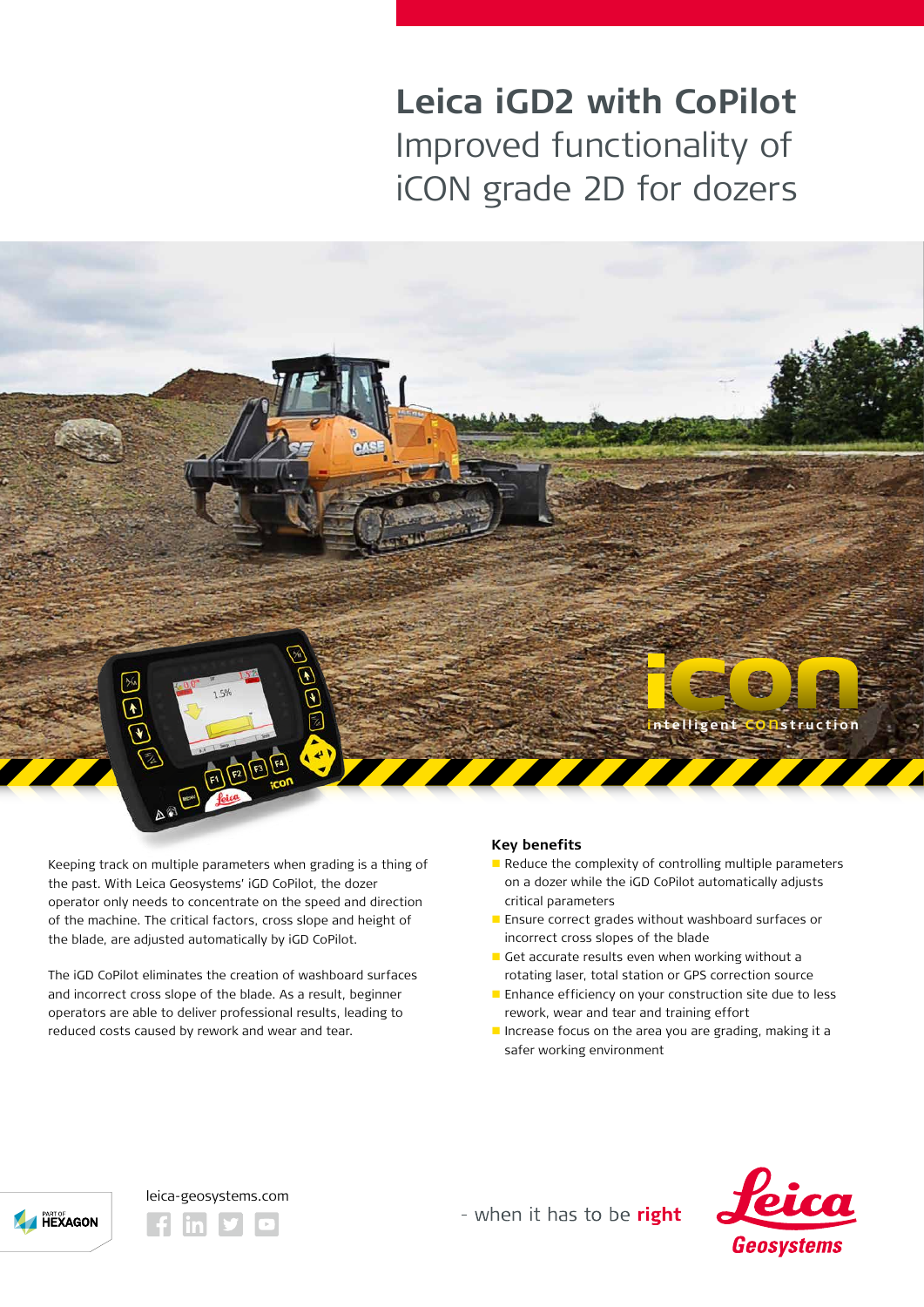# Leica iGD2 with CoPilot

## Improved functionality of iCON grade 2D for dozers

Keeping track on multiple parameters when grading is a thing of the past. With Leica Geosystems' iGD CoPilot, the dozer operator only needs to concentrate on the speed and direction of the machine. The critical factors, cross slope and height of the blade, are adjusted automatically by iGD CoPilot.

The iGD CoPilot eliminates the creation of washboard surfaces and incorrect cross slope of the blade. As a result, beginner operators are able to deliver professional results, leading to reduced costs caused by rework and wear and tear.

### Key benefits

- Reduce the complexity of controlling multiple parameters on a dozer while the iGD CoPilot automatically adjusts critical parameters
- Ensure correct grades without washboard surfaces or incorrect cross slopes of the blade
- Get accurate results even when working without a rotating laser, total station or GPS correction source
- Enhance efficiency on your construction site due to less rework, wear and tear and training effort
- Increase focus on the area you are grading, making it a safer working environment

leica-geosystems.com

- when it has to be **right**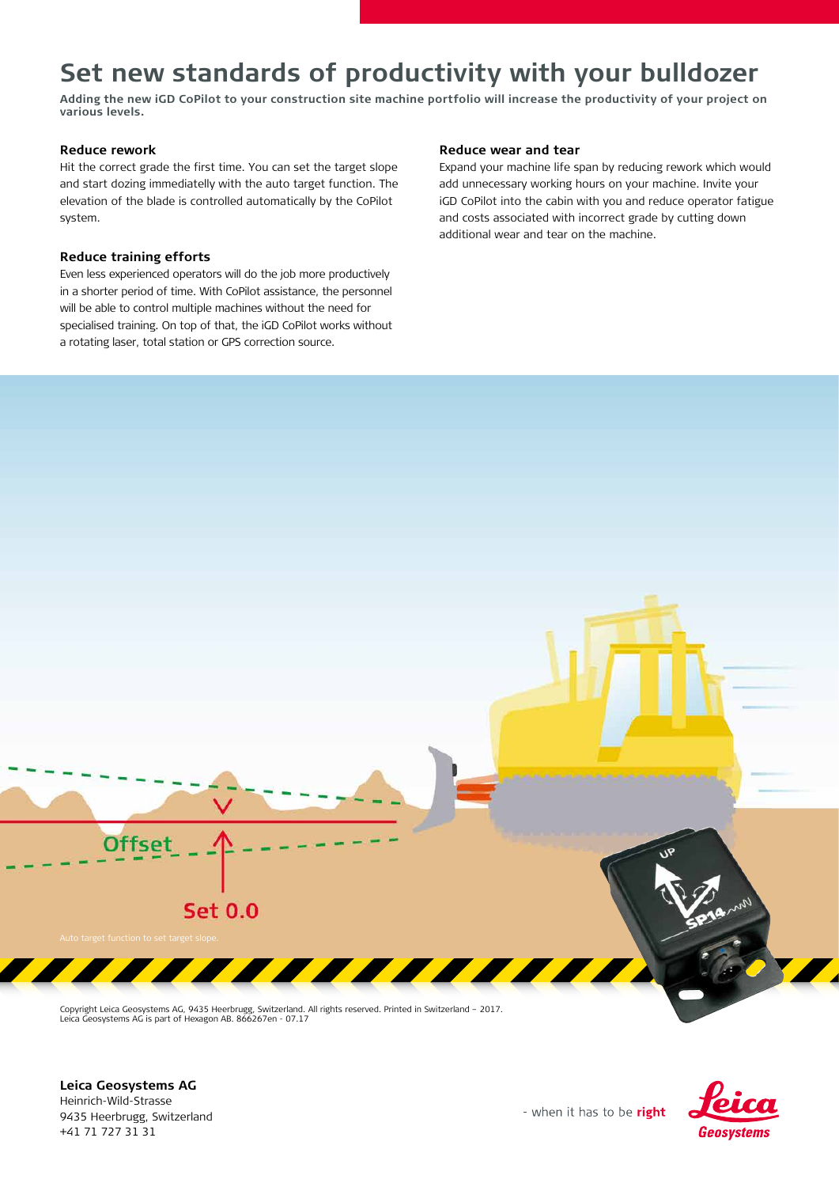# Set new standards of productivity with your bulldozer

**Adding the new iGD CoPilot to your construction site machine portfolio will increase the productivity of your project on various levels.**

### Reduce rework

Hit the correct grade the first time. You can set the target slope and start dozing immediatelly with the auto target function. The elevation of the blade is controlled automatically by the CoPilot system.

### Reduce training efforts

Even less experienced operators will do the job more productively in a shorter period of time. With CoPilot assistance, the personnel will be able to control multiple machines without the need for specialised training. On top of that, the iGD CoPilot works without a rotating laser, total station or GPS correction source.

### Reduce wear and tear

Expand your machine life span by reducing rework which would add unnecessary working hours on your machine. Invite your iGD CoPilot into the cabin with you and reduce operator fatigue and costs associated with incorrect grade by cutting down additional wear and tear on the machine.

Offset

Set 0.0

Auto target function to set target slope.

Copyright Leica Geosystems AG, 9435 Heerbrugg, Switzerland. All rights reserved. Printed in Switzerland – 2017.
Leica Geosystems AG is part of Hexagon AB. 866267en - 07.17

**Leica Geosystems AG**
Heinrich-Wild-Strasse
9435 Heerbrugg, Switzerland
+41 71 727 31 31

- when it has to be **right**

Leica Geosystems